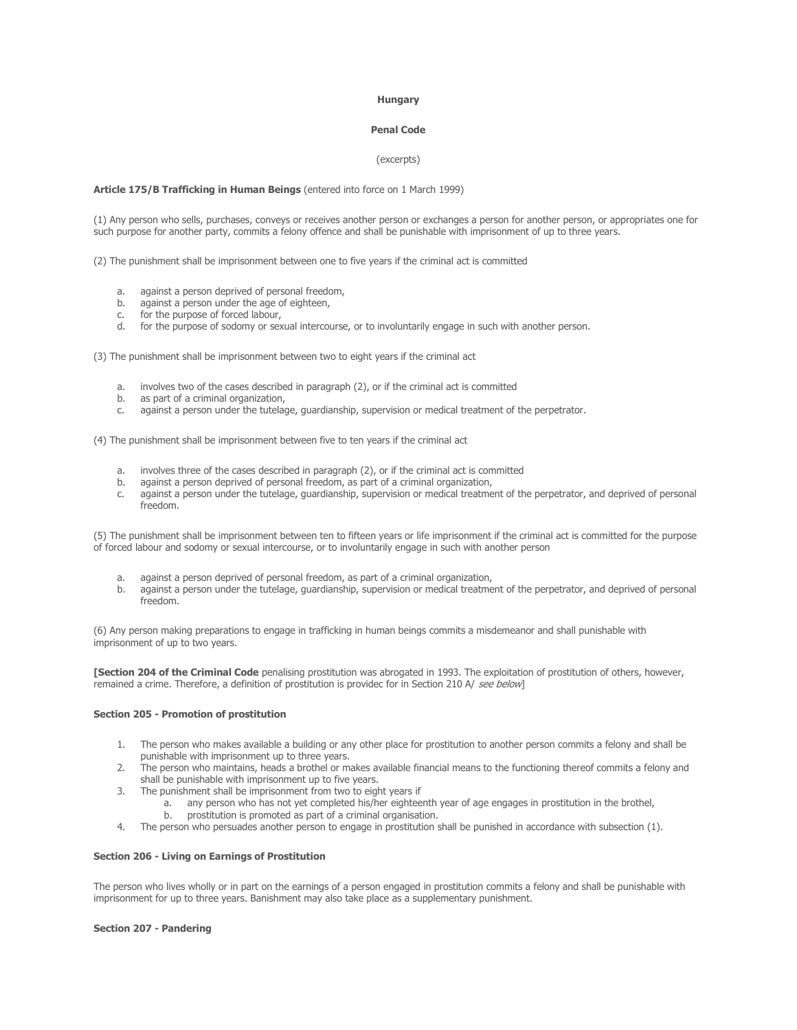**Hungary**

**Penal Code**

(excerpts)

**Article 175/B Trafficking in Human Beings** (entered into force on 1 March 1999)

(1) Any person who sells, purchases, conveys or receives another person or exchanges a person for another person, or appropriates one for such purpose for another party, commits a felony offence and shall be punishable with imprisonment of up to three years.

(2) The punishment shall be imprisonment between one to five years if the criminal act is committed

a. against a person deprived of personal freedom,
b. against a person under the age of eighteen,
c. for the purpose of forced labour,
d. for the purpose of sodomy or sexual intercourse, or to involuntarily engage in such with another person.

(3) The punishment shall be imprisonment between two to eight years if the criminal act

a. involves two of the cases described in paragraph (2), or if the criminal act is committed
b. as part of a criminal organization,
c. against a person under the tutelage, guardianship, supervision or medical treatment of the perpetrator.

(4) The punishment shall be imprisonment between five to ten years if the criminal act

a. involves three of the cases described in paragraph (2), or if the criminal act is committed
b. against a person deprived of personal freedom, as part of a criminal organization,
c. against a person under the tutelage, guardianship, supervision or medical treatment of the perpetrator, and deprived of personal freedom.

(5) The punishment shall be imprisonment between ten to fifteen years or life imprisonment if the criminal act is committed for the purpose of forced labour and sodomy or sexual intercourse, or to involuntarily engage in such with another person

a. against a person deprived of personal freedom, as part of a criminal organization,
b. against a person under the tutelage, guardianship, supervision or medical treatment of the perpetrator, and deprived of personal freedom.

(6) Any person making preparations to engage in trafficking in human beings commits a misdemeanor and shall punishable with imprisonment of up to two years.

**[Section 204 of the Criminal Code** penalising prostitution was abrogated in 1993. The exploitation of prostitution of others, however, remained a crime. Therefore, a definition of prostitution is providec for in Section 210 A/ *see below*]

**Section 205 - Promotion of prostitution**

1. The person who makes available a building or any other place for prostitution to another person commits a felony and shall be punishable with imprisonment up to three years.
2. The person who maintains, heads a brothel or makes available financial means to the functioning thereof commits a felony and shall be punishable with imprisonment up to five years.
3. The punishment shall be imprisonment from two to eight years if
    a. any person who has not yet completed his/her eighteenth year of age engages in prostitution in the brothel,
    b. prostitution is promoted as part of a criminal organisation.
4. The person who persuades another person to engage in prostitution shall be punished in accordance with subsection (1).

**Section 206 - Living on Earnings of Prostitution**

The person who lives wholly or in part on the earnings of a person engaged in prostitution commits a felony and shall be punishable with imprisonment for up to three years. Banishment may also take place as a supplementary punishment.

**Section 207 - Pandering**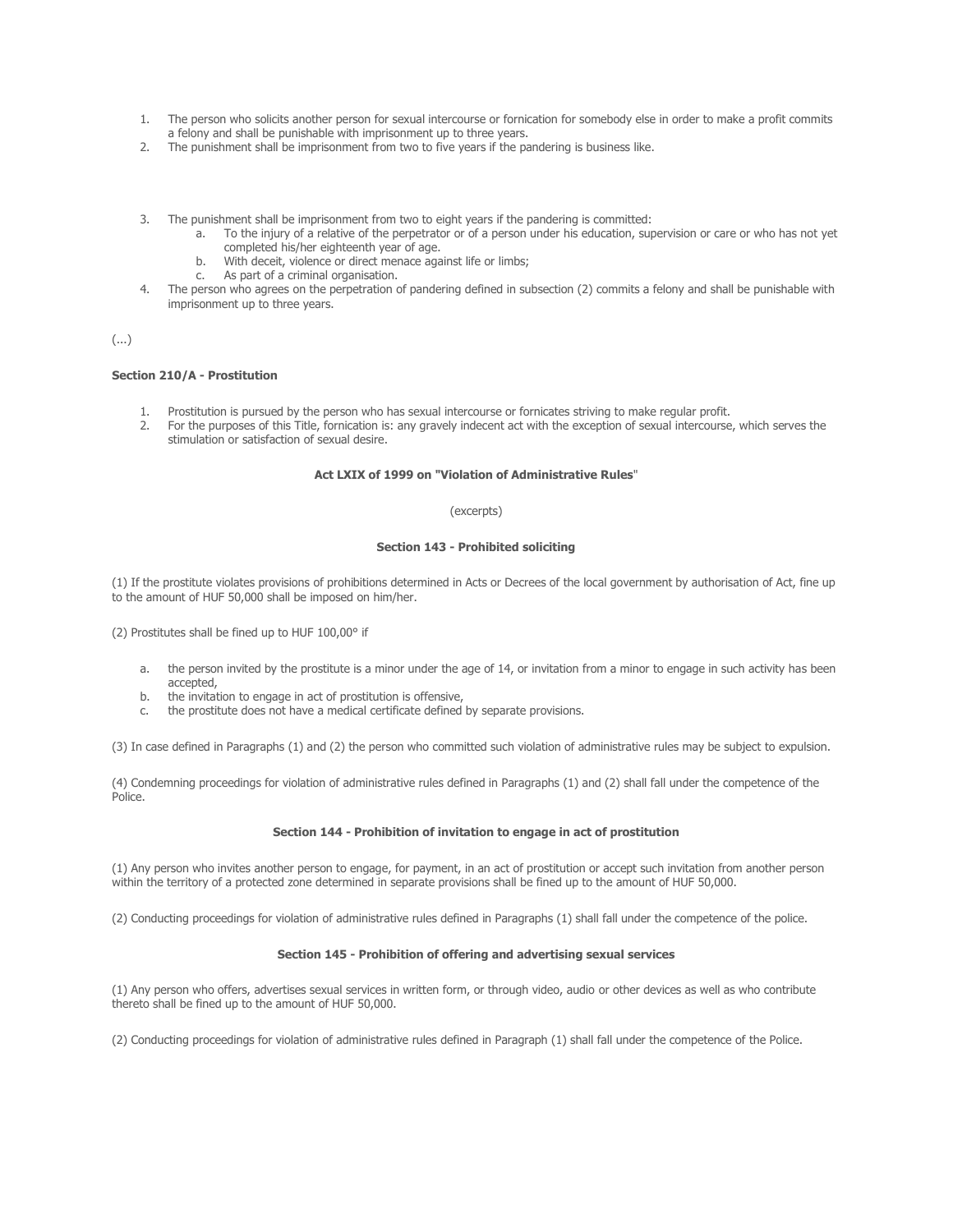1. The person who solicits another person for sexual intercourse or fornication for somebody else in order to make a profit commits a felony and shall be punishable with imprisonment up to three years.
2. The punishment shall be imprisonment from two to five years if the pandering is business like.
3. The punishment shall be imprisonment from two to eight years if the pandering is committed:
   a. To the injury of a relative of the perpetrator or of a person under his education, supervision or care or who has not yet completed his/her eighteenth year of age.
   b. With deceit, violence or direct menace against life or limbs;
   c. As part of a criminal organisation.
4. The person who agrees on the perpetration of pandering defined in subsection (2) commits a felony and shall be punishable with imprisonment up to three years.

(...)

**Section 210/A - Prostitution**

1. Prostitution is pursued by the person who has sexual intercourse or fornicates striving to make regular profit.
2. For the purposes of this Title, fornication is: any gravely indecent act with the exception of sexual intercourse, which serves the stimulation or satisfaction of sexual desire.

**Act LXIX of 1999 on "Violation of Administrative Rules"**

(excerpts)

**Section 143 - Prohibited soliciting**

(1) If the prostitute violates provisions of prohibitions determined in Acts or Decrees of the local government by authorisation of Act, fine up to the amount of HUF 50,000 shall be imposed on him/her.

(2) Prostitutes shall be fined up to HUF 100,00° if

a. the person invited by the prostitute is a minor under the age of 14, or invitation from a minor to engage in such activity has been accepted,
b. the invitation to engage in act of prostitution is offensive,
c. the prostitute does not have a medical certificate defined by separate provisions.

(3) In case defined in Paragraphs (1) and (2) the person who committed such violation of administrative rules may be subject to expulsion.

(4) Condemning proceedings for violation of administrative rules defined in Paragraphs (1) and (2) shall fall under the competence of the Police.

**Section 144 - Prohibition of invitation to engage in act of prostitution**

(1) Any person who invites another person to engage, for payment, in an act of prostitution or accept such invitation from another person within the territory of a protected zone determined in separate provisions shall be fined up to the amount of HUF 50,000.

(2) Conducting proceedings for violation of administrative rules defined in Paragraphs (1) shall fall under the competence of the police.

**Section 145 - Prohibition of offering and advertising sexual services**

(1) Any person who offers, advertises sexual services in written form, or through video, audio or other devices as well as who contribute thereto shall be fined up to the amount of HUF 50,000.

(2) Conducting proceedings for violation of administrative rules defined in Paragraph (1) shall fall under the competence of the Police.